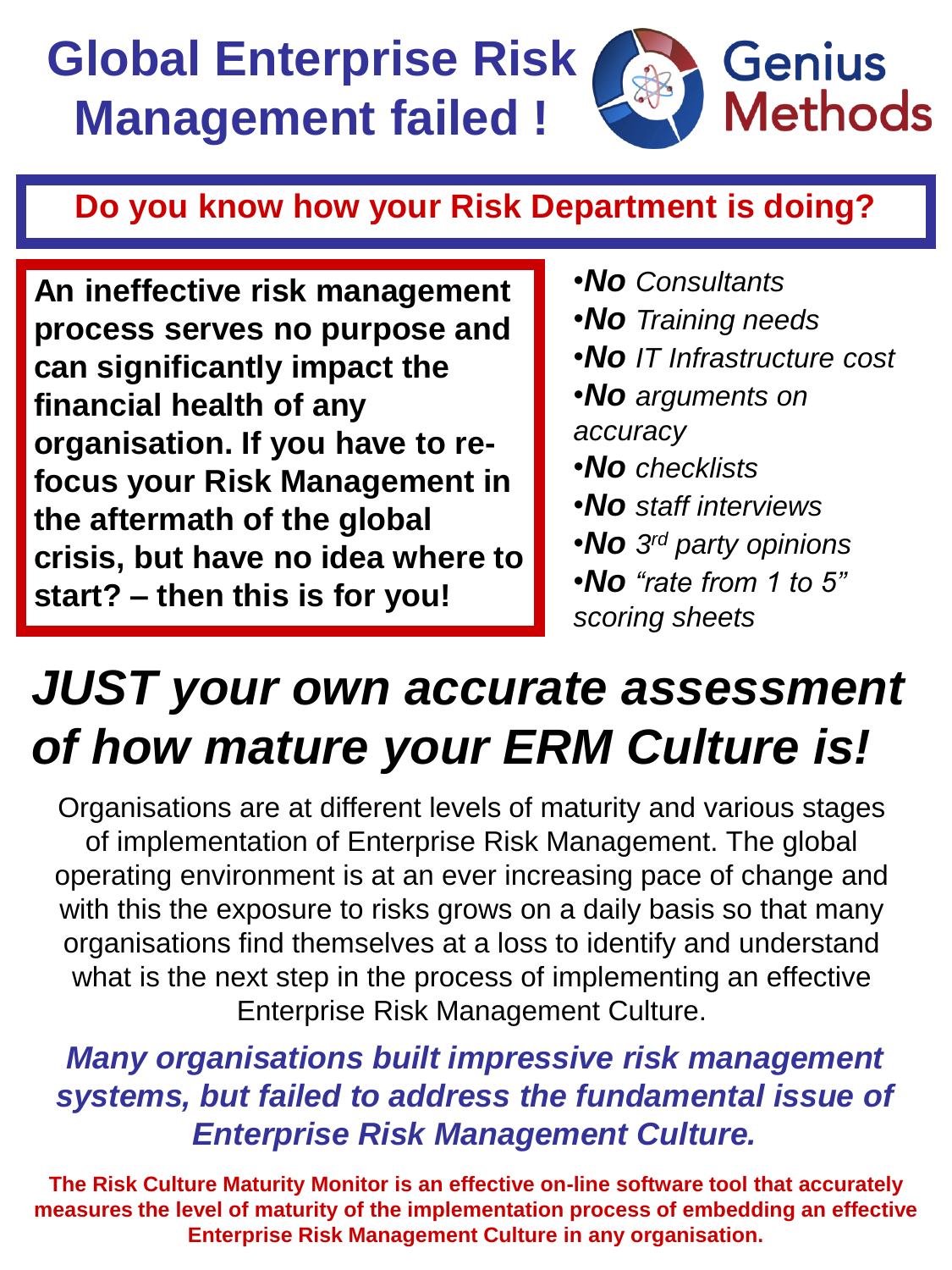# Global Enterprise Risk Management failed !

Genius Methods

## Do you know how your Risk Department is doing?

**An ineffective risk management process serves no purpose and can significantly impact the financial health of any organisation. If you have to re-focus your Risk Management in the aftermath of the global crisis, but have no idea where to start? – then this is for you!**

- ***No*** *Consultants*
- ***No*** *Training needs*
- ***No*** *IT Infrastructure cost*
- ***No*** *arguments on accuracy*
- ***No*** *checklists*
- ***No*** *staff interviews*
- ***No*** *3rd party opinions*
- ***No*** *"rate from 1 to 5" scoring sheets*

# *JUST your own accurate assessment of how mature your ERM Culture is!*

Organisations are at different levels of maturity and various stages of implementation of Enterprise Risk Management. The global operating environment is at an ever increasing pace of change and with this the exposure to risks grows on a daily basis so that many organisations find themselves at a loss to identify and understand what is the next step in the process of implementing an effective Enterprise Risk Management Culture.

***Many organisations built impressive risk management systems, but failed to address the fundamental issue of Enterprise Risk Management Culture.***

**The Risk Culture Maturity Monitor is an effective on-line software tool that accurately measures the level of maturity of the implementation process of embedding an effective Enterprise Risk Management Culture in any organisation.**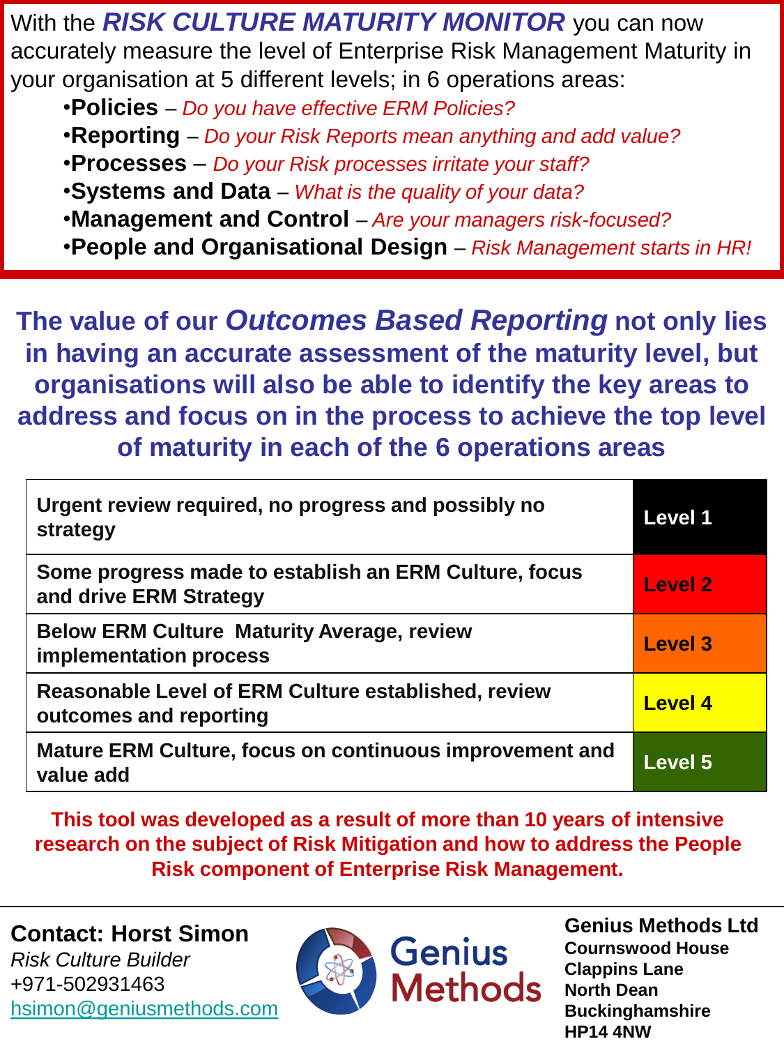With the ***RISK CULTURE MATURITY MONITOR*** you can now accurately measure the level of Enterprise Risk Management Maturity in your organisation at 5 different levels; in 6 operations areas:

- **Policies** – *Do you have effective ERM Policies?*
- **Reporting** – *Do your Risk Reports mean anything and add value?*
- **Processes** – *Do your Risk processes irritate your staff?*
- **Systems and Data** – *What is the quality of your data?*
- **Management and Control** – *Are your managers risk-focused?*
- **People and Organisational Design** – *Risk Management starts in HR!*

**The value of our *Outcomes Based Reporting* not only lies in having an accurate assessment of the maturity level, but organisations will also be able to identify the key areas to address and focus on in the process to achieve the top level of maturity in each of the 6 operations areas**

| | |
|---|---|
| **Urgent review required, no progress and possibly no strategy** | **Level 1** |
| **Some progress made to establish an ERM Culture, focus and drive ERM Strategy** | **Level 2** |
| **Below ERM Culture Maturity Average, review implementation process** | **Level 3** |
| **Reasonable Level of ERM Culture established, review outcomes and reporting** | **Level 4** |
| **Mature ERM Culture, focus on continuous improvement and value add** | **Level 5** |

**This tool was developed as a result of more than 10 years of intensive research on the subject of Risk Mitigation and how to address the People Risk component of Enterprise Risk Management.**

**Contact: Horst Simon**
*Risk Culture Builder*
+971-502931463
hsimon@geniusmethods.com

Genius Methods

**Genius Methods Ltd**
**Cournswood House**
**Clappins Lane**
**North Dean**
**Buckinghamshire**
**HP14 4NW**